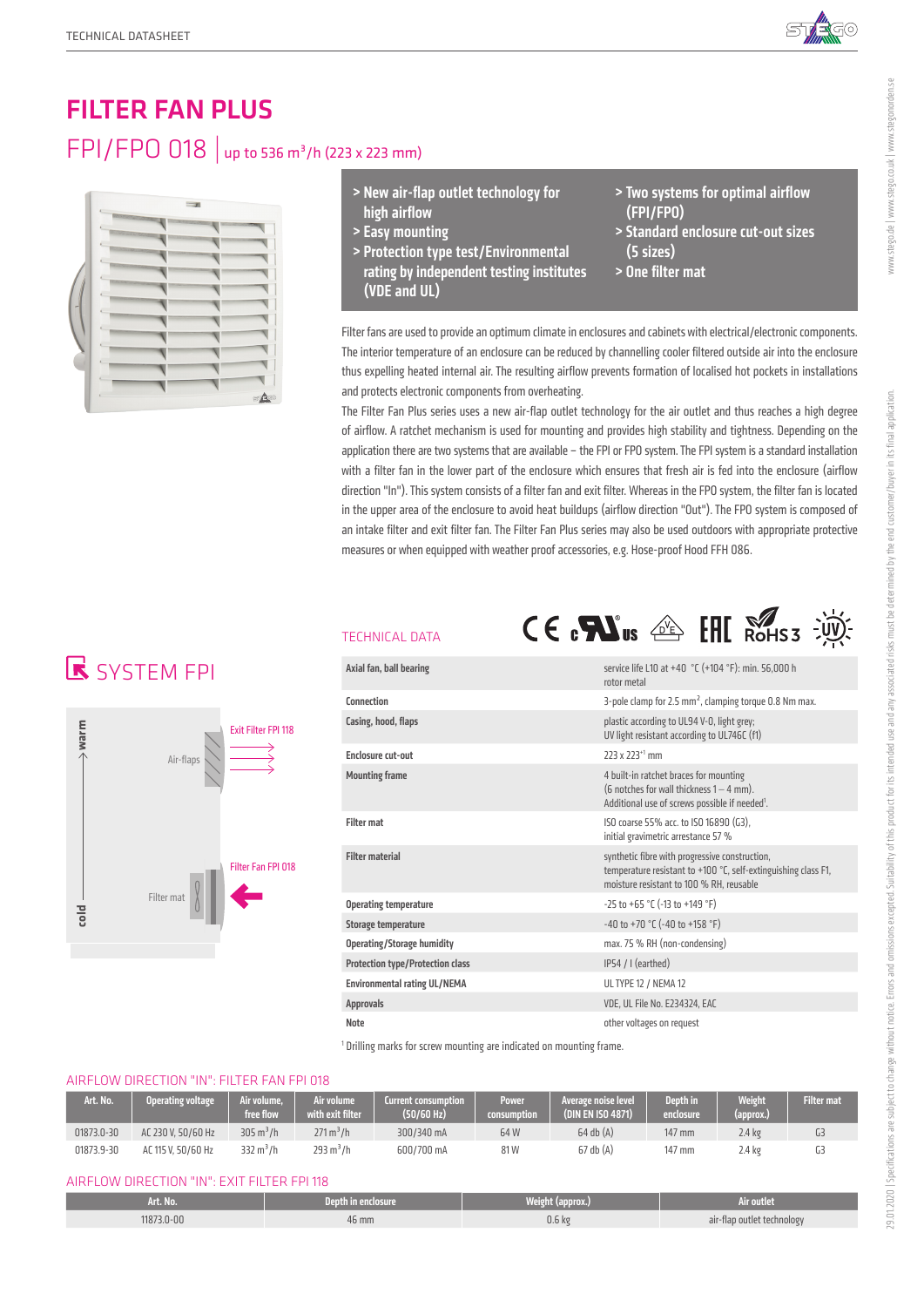# FILTER FAN PLUS

## FPI/FPO 018 | up to 536 m³/h (223 x 223 mm)

- > New air-flap outlet technology for high airflow
- > Easy mounting
- > Protection type test/Environmental rating by independent testing institutes (VDE and UL)
- > Two systems for optimal airflow (FPI/FPO)
- > Standard enclosure cut-out sizes (5 sizes)
- > One filter mat

Filter fans are used to provide an optimum climate in enclosures and cabinets with electrical/electronic components. The interior temperature of an enclosure can be reduced by channelling cooler filtered outside air into the enclosure thus expelling heated internal air. The resulting airflow prevents formation of localised hot pockets in installations and protects electronic components from overheating.

The Filter Fan Plus series uses a new air-flap outlet technology for the air outlet and thus reaches a high degree of airflow. A ratchet mechanism is used for mounting and provides high stability and tightness. Depending on the application there are two systems that are available – the FPI or FPO system. The FPI system is a standard installation with a filter fan in the lower part of the enclosure which ensures that fresh air is fed into the enclosure (airflow direction "In"). This system consists of a filter fan and exit filter. Whereas in the FPO system, the filter fan is located in the upper area of the enclosure to avoid heat buildups (airflow direction "Out"). The FPO system is composed of an intake filter and exit filter fan. The Filter Fan Plus series may also be used outdoors with appropriate protective measures or when equipped with weather proof accessories, e.g. Hose-proof Hood FFH 086.

## SYSTEM FPI

warm → Exit Filter FPI 118, Air-flaps

cold → Filter Fan FPI 018, Filter mat

## TECHNICAL DATA

| | |
|---|---|
| Axial fan, ball bearing | service life L10 at +40 °C (+104 °F): min. 56,000 h rotor metal |
| Connection | 3-pole clamp for 2.5 mm², clamping torque 0.8 Nm max. |
| Casing, hood, flaps | plastic according to UL94 V-0, light grey; UV light resistant according to UL746C (f1) |
| Enclosure cut-out | 223 x 223+1 mm |
| Mounting frame | 4 built-in ratchet braces for mounting (6 notches for wall thickness 1 – 4 mm). Additional use of screws possible if needed[1]. |
| Filter mat | ISO coarse 55% acc. to ISO 16890 (G3), initial gravimetric arrestance 57 % |
| Filter material | synthetic fibre with progressive construction, temperature resistant to +100 °C, self-extinguishing class F1, moisture resistant to 100 % RH, reusable |
| Operating temperature | -25 to +65 °C (-13 to +149 °F) |
| Storage temperature | -40 to +70 °C (-40 to +158 °F) |
| Operating/Storage humidity | max. 75 % RH (non-condensing) |
| Protection type/Protection class | IP54 / I (earthed) |
| Environmental rating UL/NEMA | UL TYPE 12 / NEMA 12 |
| Approvals | VDE, UL File No. E234324, EAC |
| Note | other voltages on request |

[1] Drilling marks for screw mounting are indicated on mounting frame.

## AIRFLOW DIRECTION "IN": FILTER FAN FPI 018

| Art. No. | Operating voltage | Air volume, free flow | Air volume with exit filter | Current consumption (50/60 Hz) | Power consumption | Average noise level (DIN EN ISO 4871) | Depth in enclosure | Weight (approx.) | Filter mat |
|---|---|---|---|---|---|---|---|---|---|
| 01873.0-30 | AC 230 V, 50/60 Hz | 305 m³/h | 271 m³/h | 300/340 mA | 64 W | 64 db (A) | 147 mm | 2.4 kg | G3 |
| 01873.9-30 | AC 115 V, 50/60 Hz | 332 m³/h | 293 m³/h | 600/700 mA | 81 W | 67 db (A) | 147 mm | 2.4 kg | G3 |

## AIRFLOW DIRECTION "IN": EXIT FILTER FPI 118

| Art. No. | Depth in enclosure | Weight (approx.) | Air outlet |
|---|---|---|---|
| 11873.0-00 | 46 mm | 0.6 kg | air-flap outlet technology |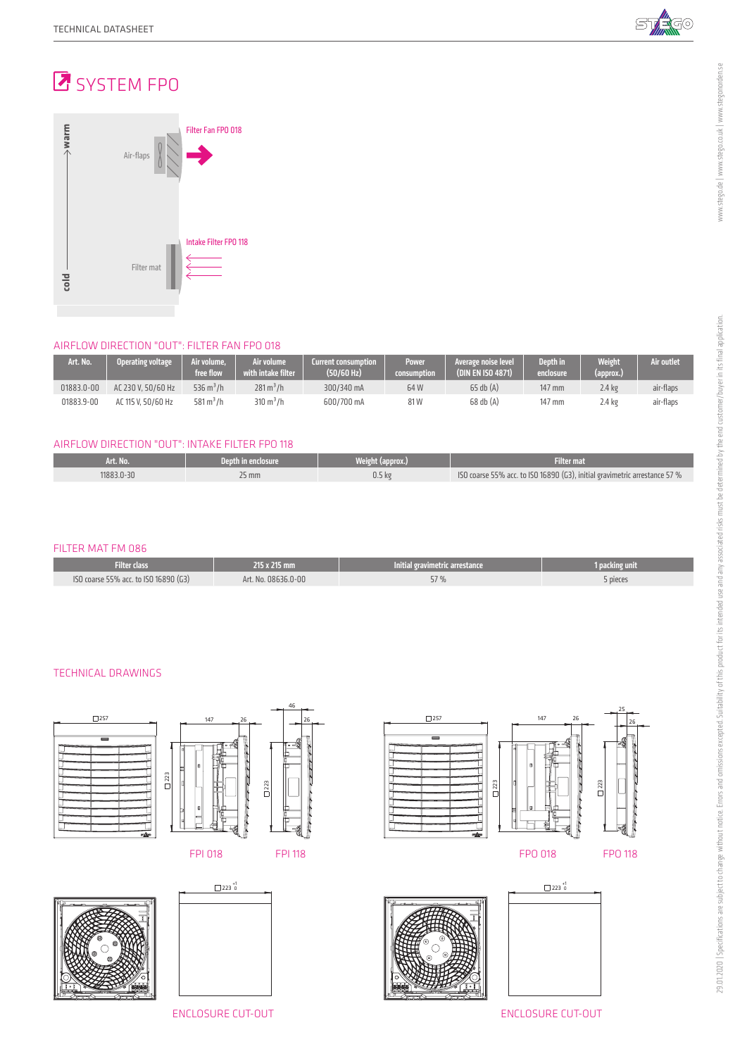# SYSTEM FPO

warm

cold

Air-flaps

Filter mat

Filter Fan FPO 018

Intake Filter FPO 118

## AIRFLOW DIRECTION "OUT": FILTER FAN FPO 018

| Art. No. | Operating voltage | Air volume, free flow | Air volume with intake filter | Current consumption (50/60 Hz) | Power consumption | Average noise level (DIN EN ISO 4871) | Depth in enclosure | Weight (approx.) | Air outlet |
|---|---|---|---|---|---|---|---|---|---|
| 01883.0-00 | AC 230 V, 50/60 Hz | 536 $m^3$/h | 281 $m^3$/h | 300/340 mA | 64 W | 65 db (A) | 147 mm | 2.4 kg | air-flaps |
| 01883.9-00 | AC 115 V, 50/60 Hz | 581 $m^3$/h | 310 $m^3$/h | 600/700 mA | 81 W | 68 db (A) | 147 mm | 2.4 kg | air-flaps |

## AIRFLOW DIRECTION "OUT": INTAKE FILTER FPO 118

| Art. No. | Depth in enclosure | Weight (approx.) | Filter mat |
|---|---|---|---|
| 11883.0-30 | 25 mm | 0.5 kg | ISO coarse 55% acc. to ISO 16890 (G3), initial gravimetric arrestance 57 % |

## FILTER MAT FM 086

| Filter class | 215 x 215 mm | Initial gravimetric arrestance | 1 packing unit |
|---|---|---|---|
| ISO coarse 55% acc. to ISO 16890 (G3) | Art. No. 08636.0-00 | 57 % | 5 pieces |

## TECHNICAL DRAWINGS

□257 147 26 46 26 □223 □223

FPI 018 FPI 118

□257 147 26 25 26 □223 □223

FPO 018 FPO 118

□223 $^{+1}_{0}$

ENCLOSURE CUT-OUT

□223 $^{+1}_{0}$

ENCLOSURE CUT-OUT

29.01.2020 | Specifications are subject to change without notice. Errors and omissions excepted. Suitability of this product for its intended use and any associated risks must be determined by the end customer/buyer in its final application.

www.stego.de | www.stego.co.uk | www.stegonorden.se